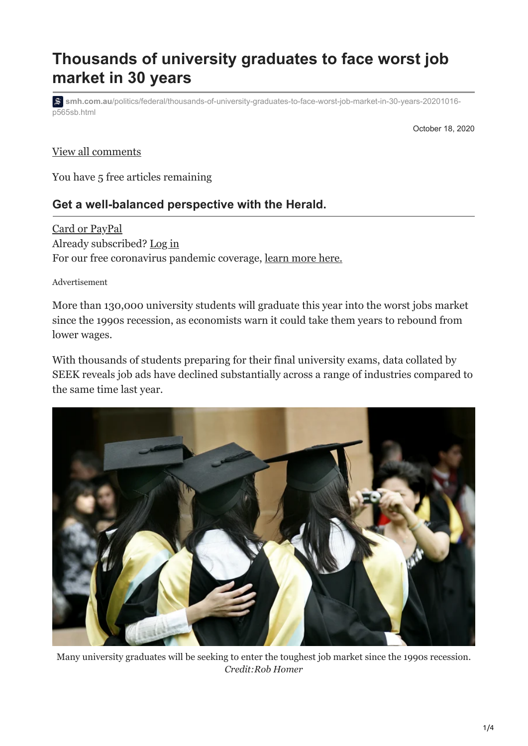# Thousands of university graduates to face worst job market in 30 years

smh.com.au/politics/federal/thousands-of-university-graduates-to-face-worst-job-market-in-30-years-20201016-p565sb.html

October 18, 2020

View all comments

You have 5 free articles remaining

### Get a well-balanced perspective with the Herald.

Card or PayPal
Already subscribed? Log in
For our free coronavirus pandemic coverage, learn more here.

Advertisement

More than 130,000 university students will graduate this year into the worst jobs market since the 1990s recession, as economists warn it could take them years to rebound from lower wages.

With thousands of students preparing for their final university exams, data collated by SEEK reveals job ads have declined substantially across a range of industries compared to the same time last year.

Many university graduates will be seeking to enter the toughest job market since the 1990s recession. *Credit:Rob Homer*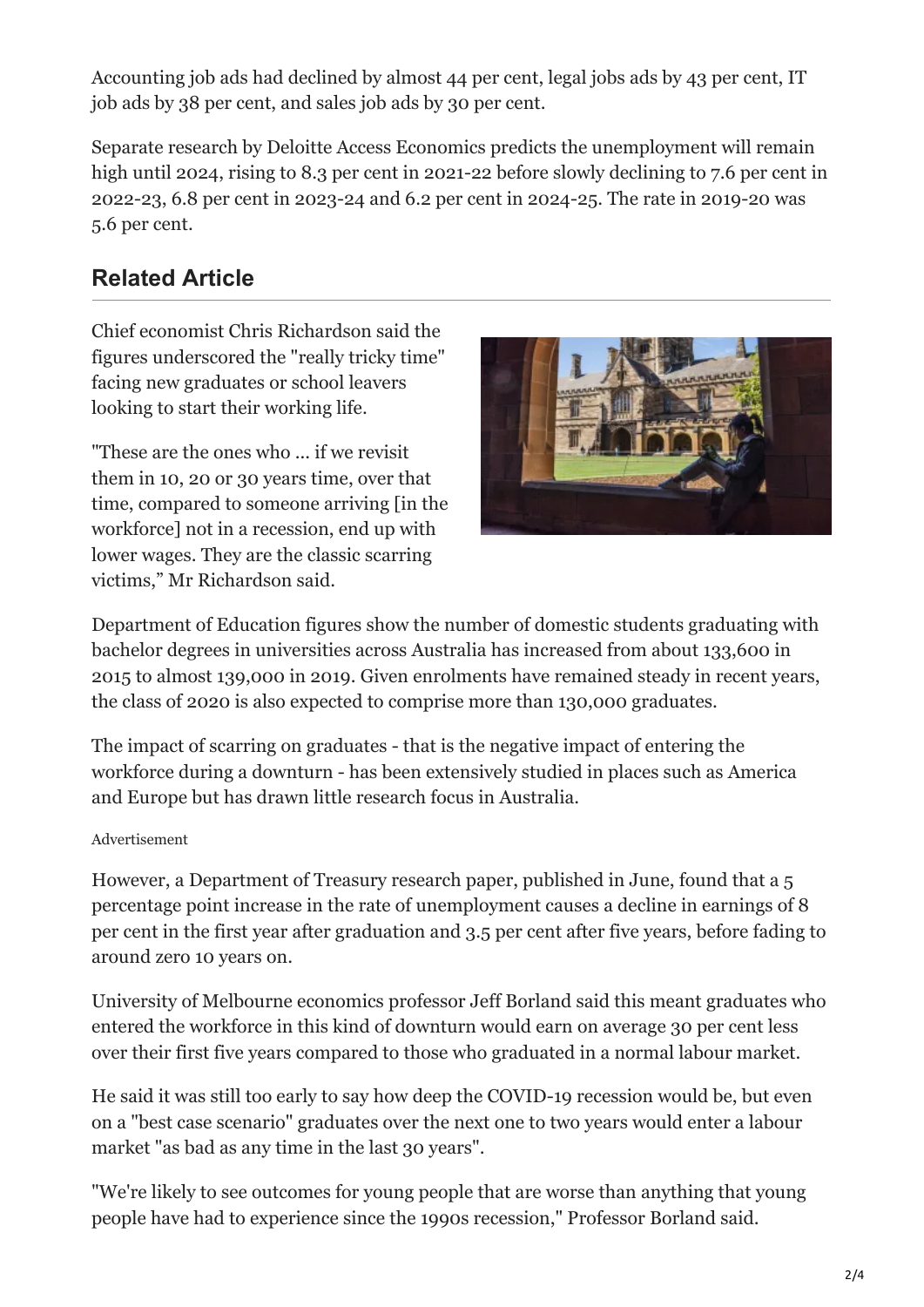Accounting job ads had declined by almost 44 per cent, legal jobs ads by 43 per cent, IT job ads by 38 per cent, and sales job ads by 30 per cent.

Separate research by Deloitte Access Economics predicts the unemployment will remain high until 2024, rising to 8.3 per cent in 2021-22 before slowly declining to 7.6 per cent in 2022-23, 6.8 per cent in 2023-24 and 6.2 per cent in 2024-25. The rate in 2019-20 was 5.6 per cent.

## Related Article

Chief economist Chris Richardson said the figures underscored the "really tricky time" facing new graduates or school leavers looking to start their working life.

"These are the ones who ... if we revisit them in 10, 20 or 30 years time, over that time, compared to someone arriving [in the workforce] not in a recession, end up with lower wages. They are the classic scarring victims," Mr Richardson said.

Department of Education figures show the number of domestic students graduating with bachelor degrees in universities across Australia has increased from about 133,600 in 2015 to almost 139,000 in 2019. Given enrolments have remained steady in recent years, the class of 2020 is also expected to comprise more than 130,000 graduates.

The impact of scarring on graduates - that is the negative impact of entering the workforce during a downturn - has been extensively studied in places such as America and Europe but has drawn little research focus in Australia.

Advertisement

However, a Department of Treasury research paper, published in June, found that a 5 percentage point increase in the rate of unemployment causes a decline in earnings of 8 per cent in the first year after graduation and 3.5 per cent after five years, before fading to around zero 10 years on.

University of Melbourne economics professor Jeff Borland said this meant graduates who entered the workforce in this kind of downturn would earn on average 30 per cent less over their first five years compared to those who graduated in a normal labour market.

He said it was still too early to say how deep the COVID-19 recession would be, but even on a "best case scenario" graduates over the next one to two years would enter a labour market "as bad as any time in the last 30 years".

"We're likely to see outcomes for young people that are worse than anything that young people have had to experience since the 1990s recession," Professor Borland said.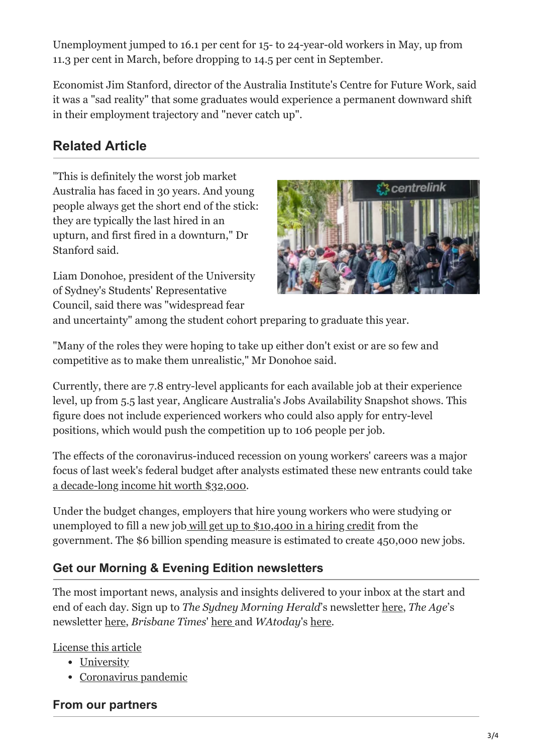Unemployment jumped to 16.1 per cent for 15- to 24-year-old workers in May, up from 11.3 per cent in March, before dropping to 14.5 per cent in September.

Economist Jim Stanford, director of the Australia Institute's Centre for Future Work, said it was a "sad reality" that some graduates would experience a permanent downward shift in their employment trajectory and "never catch up".

## Related Article

"This is definitely the worst job market Australia has faced in 30 years. And young people always get the short end of the stick: they are typically the last hired in an upturn, and first fired in a downturn," Dr Stanford said.

Liam Donohoe, president of the University of Sydney's Students' Representative Council, said there was "widespread fear and uncertainty" among the student cohort preparing to graduate this year.

"Many of the roles they were hoping to take up either don't exist or are so few and competitive as to make them unrealistic," Mr Donohoe said.

Currently, there are 7.8 entry-level applicants for each available job at their experience level, up from 5.5 last year, Anglicare Australia's Jobs Availability Snapshot shows. This figure does not include experienced workers who could also apply for entry-level positions, which would push the competition up to 106 people per job.

The effects of the coronavirus-induced recession on young workers' careers was a major focus of last week's federal budget after analysts estimated these new entrants could take a decade-long income hit worth $32,000.

Under the budget changes, employers that hire young workers who were studying or unemployed to fill a new job will get up to $10,400 in a hiring credit from the government. The $6 billion spending measure is estimated to create 450,000 new jobs.

### Get our Morning & Evening Edition newsletters

The most important news, analysis and insights delivered to your inbox at the start and end of each day. Sign up to *The Sydney Morning Herald*'s newsletter here, *The Age*'s newsletter here, *Brisbane Times*' here and *WAtoday*'s here.

License this article

- University
- Coronavirus pandemic

### From our partners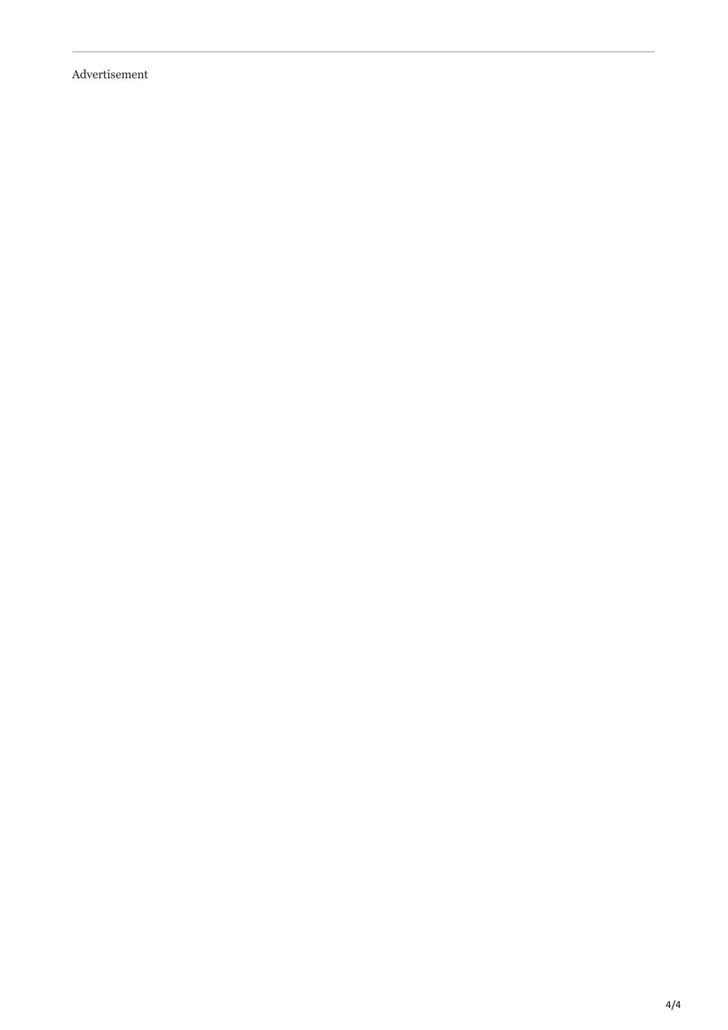Advertisement